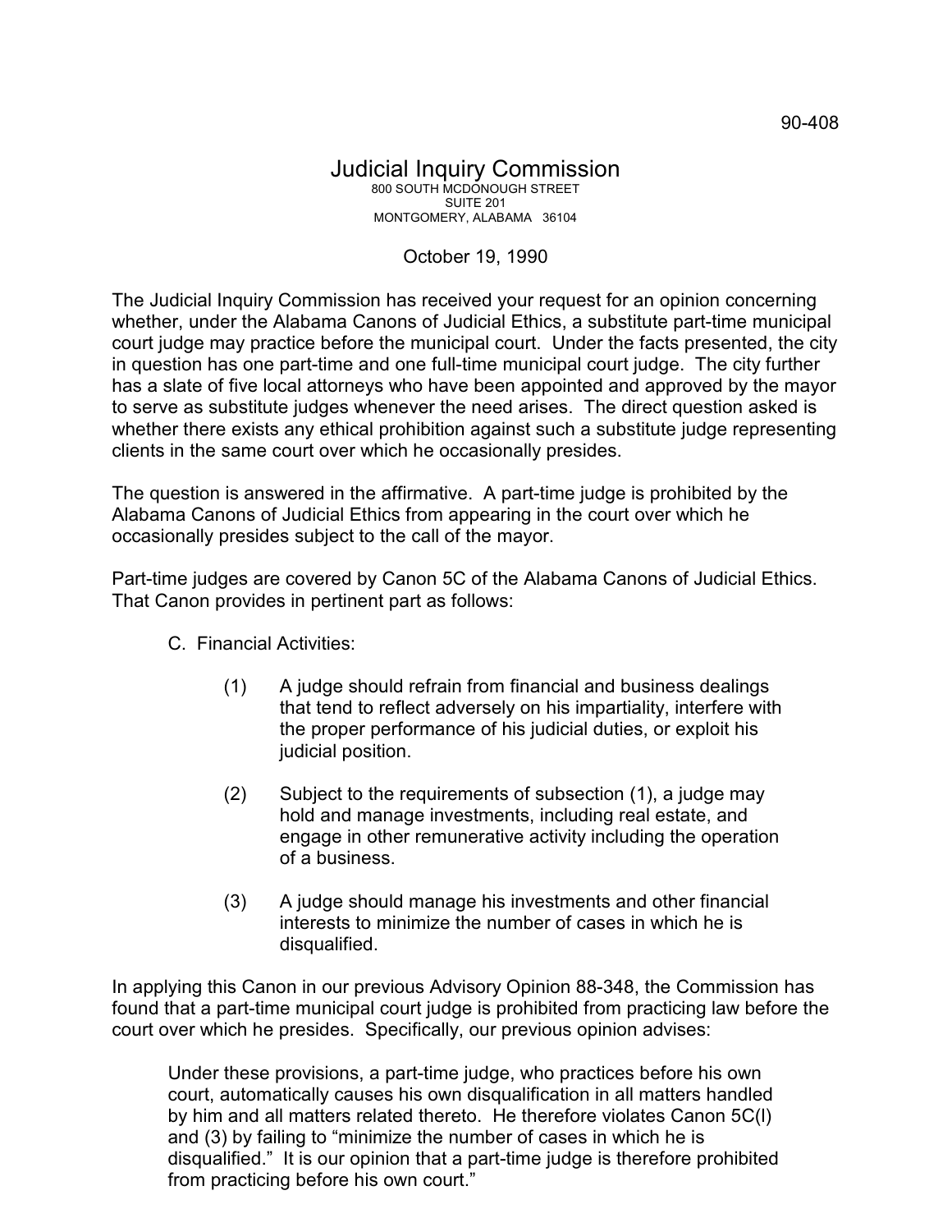90-408

# Judicial Inquiry Commission

800 SOUTH MCDONOUGH STREET
SUITE 201
MONTGOMERY, ALABAMA 36104

October 19, 1990

The Judicial Inquiry Commission has received your request for an opinion concerning whether, under the Alabama Canons of Judicial Ethics, a substitute part-time municipal court judge may practice before the municipal court. Under the facts presented, the city in question has one part-time and one full-time municipal court judge. The city further has a slate of five local attorneys who have been appointed and approved by the mayor to serve as substitute judges whenever the need arises. The direct question asked is whether there exists any ethical prohibition against such a substitute judge representing clients in the same court over which he occasionally presides.

The question is answered in the affirmative. A part-time judge is prohibited by the Alabama Canons of Judicial Ethics from appearing in the court over which he occasionally presides subject to the call of the mayor.

Part-time judges are covered by Canon 5C of the Alabama Canons of Judicial Ethics. That Canon provides in pertinent part as follows:

> C. Financial Activities:
>
> (1) A judge should refrain from financial and business dealings that tend to reflect adversely on his impartiality, interfere with the proper performance of his judicial duties, or exploit his judicial position.
>
> (2) Subject to the requirements of subsection (1), a judge may hold and manage investments, including real estate, and engage in other remunerative activity including the operation of a business.
>
> (3) A judge should manage his investments and other financial interests to minimize the number of cases in which he is disqualified.

In applying this Canon in our previous Advisory Opinion 88-348, the Commission has found that a part-time municipal court judge is prohibited from practicing law before the court over which he presides. Specifically, our previous opinion advises:

> Under these provisions, a part-time judge, who practices before his own court, automatically causes his own disqualification in all matters handled by him and all matters related thereto. He therefore violates Canon 5C(l) and (3) by failing to "minimize the number of cases in which he is disqualified." It is our opinion that a part-time judge is therefore prohibited from practicing before his own court."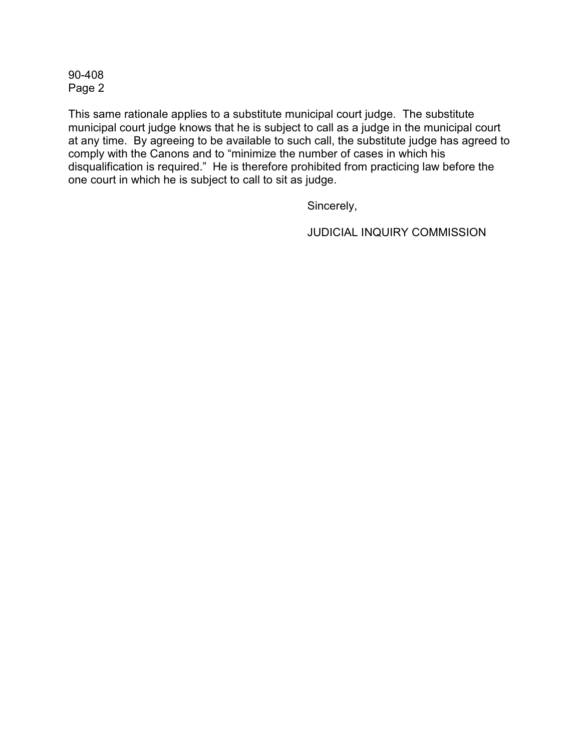This same rationale applies to a substitute municipal court judge. The substitute municipal court judge knows that he is subject to call as a judge in the municipal court at any time. By agreeing to be available to such call, the substitute judge has agreed to comply with the Canons and to "minimize the number of cases in which his disqualification is required." He is therefore prohibited from practicing law before the one court in which he is subject to call to sit as judge.

Sincerely,

JUDICIAL INQUIRY COMMISSION